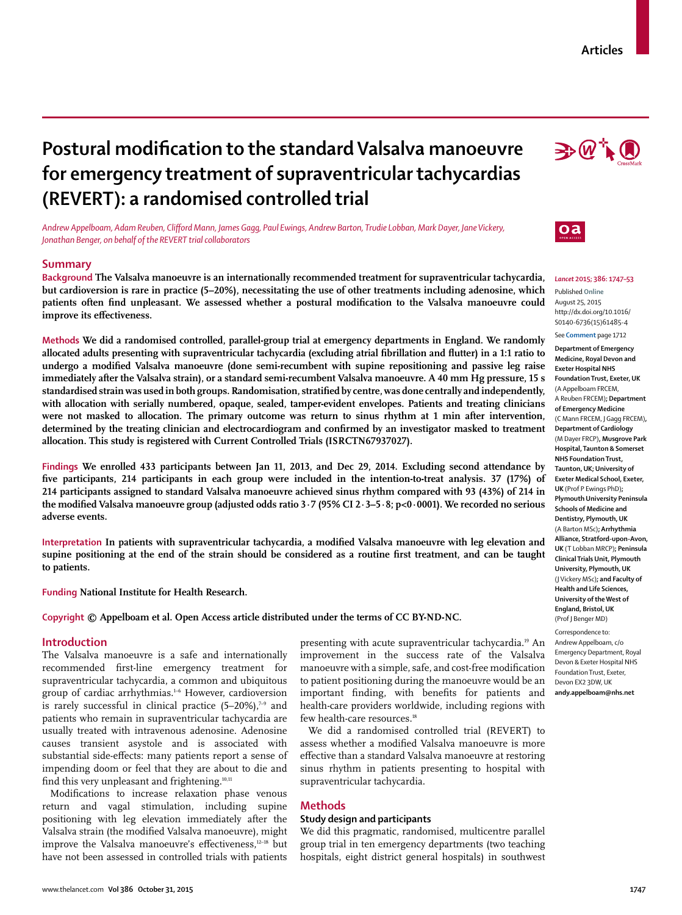# Postural modification to the standard Valsalva manoeuvre for emergency treatment of supraventricular tachycardias (REVERT): a randomised controlled trial

*Andrew Appelboam, Adam Reuben, Clifford Mann, James Gagg, Paul Ewings, Andrew Barton, Trudie Lobban, Mark Dayer, Jane Vickery, Jonathan Benger, on behalf of the REVERT trial collaborators*

## Summary

**Background** **The Valsalva manoeuvre is an internationally recommended treatment for supraventricular tachycardia, but cardioversion is rare in practice (5–20%), necessitating the use of other treatments including adenosine, which patients often find unpleasant. We assessed whether a postural modification to the Valsalva manoeuvre could improve its effectiveness.**

**Methods** **We did a randomised controlled, parallel-group trial at emergency departments in England. We randomly allocated adults presenting with supraventricular tachycardia (excluding atrial fibrillation and flutter) in a 1:1 ratio to undergo a modified Valsalva manoeuvre (done semi-recumbent with supine repositioning and passive leg raise immediately after the Valsalva strain), or a standard semi-recumbent Valsalva manoeuvre. A 40 mm Hg pressure, 15 s standardised strain was used in both groups. Randomisation, stratified by centre, was done centrally and independently, with allocation with serially numbered, opaque, sealed, tamper-evident envelopes. Patients and treating clinicians were not masked to allocation. The primary outcome was return to sinus rhythm at 1 min after intervention, determined by the treating clinician and electrocardiogram and confirmed by an investigator masked to treatment allocation. This study is registered with Current Controlled Trials (ISRCTN67937027).**

**Findings** **We enrolled 433 participants between Jan 11, 2013, and Dec 29, 2014. Excluding second attendance by five participants, 214 participants in each group were included in the intention-to-treat analysis. 37 (17%) of 214 participants assigned to standard Valsalva manoeuvre achieved sinus rhythm compared with 93 (43%) of 214 in the modified Valsalva manoeuvre group (adjusted odds ratio 3·7 (95% CI 2·3–5·8; p<0·0001). We recorded no serious adverse events.**

**Interpretation** **In patients with supraventricular tachycardia, a modified Valsalva manoeuvre with leg elevation and supine positioning at the end of the strain should be considered as a routine first treatment, and can be taught to patients.**

**Funding** **National Institute for Health Research.**

**Copyright** **© Appelboam et al. Open Access article distributed under the terms of CC BY-ND-NC.**

*Lancet* **2015; 386: 1747–53**

Published **Online** August 25, 2015 http://dx.doi.org/10.1016/S0140-6736(15)61485-4

See **Comment** page 1712

**Department of Emergency Medicine, Royal Devon and Exeter Hospital NHS Foundation Trust, Exeter, UK** (A Appelboam FRCEM, A Reuben FRCEM)**; Department of Emergency Medicine** (C Mann FRCEM, J Gagg FRCEM)**, Department of Cardiology** (M Dayer FRCP)**, Musgrove Park Hospital, Taunton & Somerset NHS Foundation Trust, Taunton, UK; University of Exeter Medical School, Exeter, UK** (Prof P Ewings PhD)**; Plymouth University Peninsula Schools of Medicine and Dentistry, Plymouth, UK** (A Barton MSc)**; Arrhythmia Alliance, Stratford-upon-Avon, UK** (T Lobban MRCP)**; Peninsula Clinical Trials Unit, Plymouth University, Plymouth, UK** (J Vickery MSc)**; and Faculty of Health and Life Sciences, University of the West of England, Bristol, UK** (Prof J Benger MD)

Correspondence to: Andrew Appelboam, c/o Emergency Department, Royal Devon & Exeter Hospital NHS Foundation Trust, Exeter, Devon EX2 5DW, UK **andy.appelboam@nhs.net**

## Introduction

The Valsalva manoeuvre is a safe and internationally recommended first-line emergency treatment for supraventricular tachycardia, a common and ubiquitous group of cardiac arrhythmias.[1–6] However, cardioversion is rarely successful in clinical practice (5–20%),[7–9] and patients who remain in supraventricular tachycardia are usually treated with intravenous adenosine. Adenosine causes transient asystole and is associated with substantial side-effects: many patients report a sense of impending doom or feel that they are about to die and find this very unpleasant and frightening.[10,11]

Modifications to increase relaxation phase venous return and vagal stimulation, including supine positioning with leg elevation immediately after the Valsalva strain (the modified Valsalva manoeuvre), might improve the Valsalva manoeuvre's effectiveness,[12–18] but have not been assessed in controlled trials with patients presenting with acute supraventricular tachycardia.[19] An improvement in the success rate of the Valsalva manoeuvre with a simple, safe, and cost-free modification to patient positioning during the manoeuvre would be an important finding, with benefits for patients and health-care providers worldwide, including regions with few health-care resources.[18]

We did a randomised controlled trial (REVERT) to assess whether a modified Valsalva manoeuvre is more effective than a standard Valsalva manoeuvre at restoring sinus rhythm in patients presenting to hospital with supraventricular tachycardia.

## Methods

### Study design and participants

We did this pragmatic, randomised, multicentre parallel group trial in ten emergency departments (two teaching hospitals, eight district general hospitals) in southwest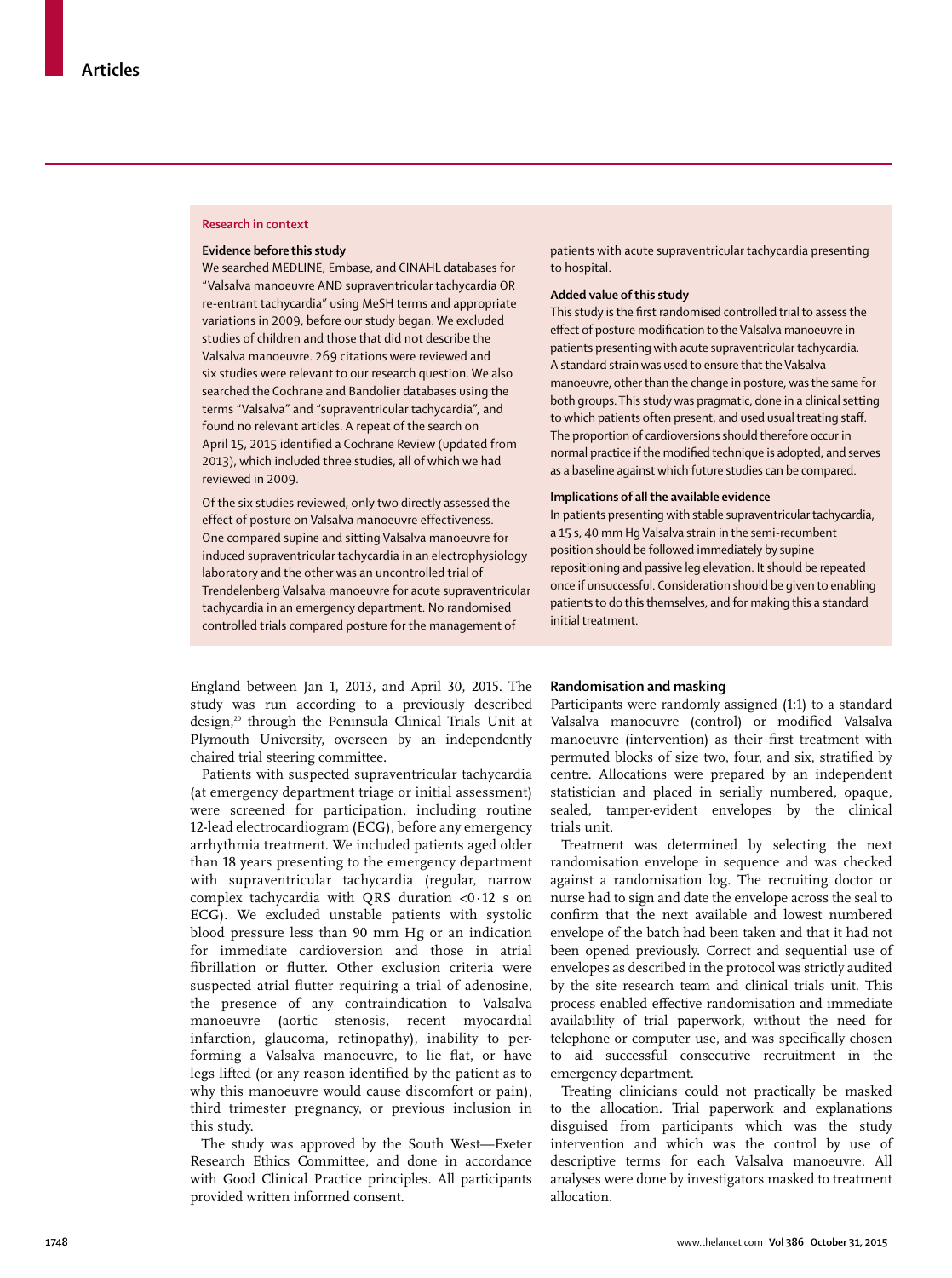## Research in context

### Evidence before this study

We searched MEDLINE, Embase, and CINAHL databases for "Valsalva manoeuvre AND supraventricular tachycardia OR re-entrant tachycardia" using MeSH terms and appropriate variations in 2009, before our study began. We excluded studies of children and those that did not describe the Valsalva manoeuvre. 269 citations were reviewed and six studies were relevant to our research question. We also searched the Cochrane and Bandolier databases using the terms "Valsalva" and "supraventricular tachycardia", and found no relevant articles. A repeat of the search on April 15, 2015 identified a Cochrane Review (updated from 2013), which included three studies, all of which we had reviewed in 2009.

Of the six studies reviewed, only two directly assessed the effect of posture on Valsalva manoeuvre effectiveness. One compared supine and sitting Valsalva manoeuvre for induced supraventricular tachycardia in an electrophysiology laboratory and the other was an uncontrolled trial of Trendelenberg Valsalva manoeuvre for acute supraventricular tachycardia in an emergency department. No randomised controlled trials compared posture for the management of patients with acute supraventricular tachycardia presenting to hospital.

### Added value of this study

This study is the first randomised controlled trial to assess the effect of posture modification to the Valsalva manoeuvre in patients presenting with acute supraventricular tachycardia. A standard strain was used to ensure that the Valsalva manoeuvre, other than the change in posture, was the same for both groups. This study was pragmatic, done in a clinical setting to which patients often present, and used usual treating staff. The proportion of cardioversions should therefore occur in normal practice if the modified technique is adopted, and serves as a baseline against which future studies can be compared.

### Implications of all the available evidence

In patients presenting with stable supraventricular tachycardia, a 15 s, 40 mm Hg Valsalva strain in the semi-recumbent position should be followed immediately by supine repositioning and passive leg elevation. It should be repeated once if unsuccessful. Consideration should be given to enabling patients to do this themselves, and for making this a standard initial treatment.

England between Jan 1, 2013, and April 30, 2015. The study was run according to a previously described design,[20] through the Peninsula Clinical Trials Unit at Plymouth University, overseen by an independently chaired trial steering committee.

Patients with suspected supraventricular tachycardia (at emergency department triage or initial assessment) were screened for participation, including routine 12-lead electrocardiogram (ECG), before any emergency arrhythmia treatment. We included patients aged older than 18 years presenting to the emergency department with supraventricular tachycardia (regular, narrow complex tachycardia with QRS duration <0·12 s on ECG). We excluded unstable patients with systolic blood pressure less than 90 mm Hg or an indication for immediate cardioversion and those in atrial fibrillation or flutter. Other exclusion criteria were suspected atrial flutter requiring a trial of adenosine, the presence of any contraindication to Valsalva manoeuvre (aortic stenosis, recent myocardial infarction, glaucoma, retinopathy), inability to perform a Valsalva manoeuvre, to lie flat, or have legs lifted (or any reason identified by the patient as to why this manoeuvre would cause discomfort or pain), third trimester pregnancy, or previous inclusion in this study.

The study was approved by the South West—Exeter Research Ethics Committee, and done in accordance with Good Clinical Practice principles. All participants provided written informed consent.

### Randomisation and masking

Participants were randomly assigned (1:1) to a standard Valsalva manoeuvre (control) or modified Valsalva manoeuvre (intervention) as their first treatment with permuted blocks of size two, four, and six, stratified by centre. Allocations were prepared by an independent statistician and placed in serially numbered, opaque, sealed, tamper-evident envelopes by the clinical trials unit.

Treatment was determined by selecting the next randomisation envelope in sequence and was checked against a randomisation log. The recruiting doctor or nurse had to sign and date the envelope across the seal to confirm that the next available and lowest numbered envelope of the batch had been taken and that it had not been opened previously. Correct and sequential use of envelopes as described in the protocol was strictly audited by the site research team and clinical trials unit. This process enabled effective randomisation and immediate availability of trial paperwork, without the need for telephone or computer use, and was specifically chosen to aid successful consecutive recruitment in the emergency department.

Treating clinicians could not practically be masked to the allocation. Trial paperwork and explanations disguised from participants which was the study intervention and which was the control by use of descriptive terms for each Valsalva manoeuvre. All analyses were done by investigators masked to treatment allocation.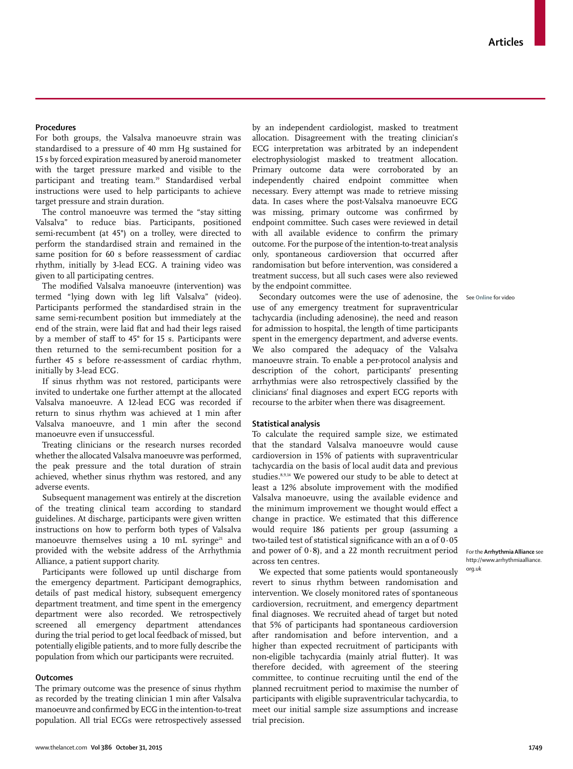### Procedures

For both groups, the Valsalva manoeuvre strain was standardised to a pressure of 40 mm Hg sustained for 15 s by forced expiration measured by aneroid manometer with the target pressure marked and visible to the participant and treating team.[19] Standardised verbal instructions were used to help participants to achieve target pressure and strain duration.

The control manoeuvre was termed the "stay sitting Valsalva" to reduce bias. Participants, positioned semi-recumbent (at 45°) on a trolley, were directed to perform the standardised strain and remained in the same position for 60 s before reassessment of cardiac rhythm, initially by 3-lead ECG. A training video was given to all participating centres.

The modified Valsalva manoeuvre (intervention) was termed "lying down with leg lift Valsalva" (video). Participants performed the standardised strain in the same semi-recumbent position but immediately at the end of the strain, were laid flat and had their legs raised by a member of staff to 45° for 15 s. Participants were then returned to the semi-recumbent position for a further 45 s before re-assessment of cardiac rhythm, initially by 3-lead ECG.

If sinus rhythm was not restored, participants were invited to undertake one further attempt at the allocated Valsalva manoeuvre. A 12-lead ECG was recorded if return to sinus rhythm was achieved at 1 min after Valsalva manoeuvre, and 1 min after the second manoeuvre even if unsuccessful.

Treating clinicians or the research nurses recorded whether the allocated Valsalva manoeuvre was performed, the peak pressure and the total duration of strain achieved, whether sinus rhythm was restored, and any adverse events.

Subsequent management was entirely at the discretion of the treating clinical team according to standard guidelines. At discharge, participants were given written instructions on how to perform both types of Valsalva manoeuvre themselves using a 10 mL syringe[21] and provided with the website address of the Arrhythmia Alliance, a patient support charity.

Participants were followed up until discharge from the emergency department. Participant demographics, details of past medical history, subsequent emergency department treatment, and time spent in the emergency department were also recorded. We retrospectively screened all emergency department attendances during the trial period to get local feedback of missed, but potentially eligible patients, and to more fully describe the population from which our participants were recruited.

### Outcomes

The primary outcome was the presence of sinus rhythm as recorded by the treating clinician 1 min after Valsalva manoeuvre and confirmed by ECG in the intention-to-treat population. All trial ECGs were retrospectively assessed by an independent cardiologist, masked to treatment allocation. Disagreement with the treating clinician's ECG interpretation was arbitrated by an independent electrophysiologist masked to treatment allocation. Primary outcome data were corroborated by an independently chaired endpoint committee when necessary. Every attempt was made to retrieve missing data. In cases where the post-Valsalva manoeuvre ECG was missing, primary outcome was confirmed by endpoint committee. Such cases were reviewed in detail with all available evidence to confirm the primary outcome. For the purpose of the intention-to-treat analysis only, spontaneous cardioversion that occurred after randomisation but before intervention, was considered a treatment success, but all such cases were also reviewed by the endpoint committee.

See Online for video

Secondary outcomes were the use of adenosine, the use of any emergency treatment for supraventricular tachycardia (including adenosine), the need and reason for admission to hospital, the length of time participants spent in the emergency department, and adverse events. We also compared the adequacy of the Valsalva manoeuvre strain. To enable a per-protocol analysis and description of the cohort, participants' presenting arrhythmias were also retrospectively classified by the clinicians' final diagnoses and expert ECG reports with recourse to the arbiter when there was disagreement.

### Statistical analysis

To calculate the required sample size, we estimated that the standard Valsalva manoeuvre would cause cardioversion in 15% of patients with supraventricular tachycardia on the basis of local audit data and previous studies.[8,9,14] We powered our study to be able to detect at least a 12% absolute improvement with the modified Valsalva manoeuvre, using the available evidence and the minimum improvement we thought would effect a change in practice. We estimated that this difference would require 186 patients per group (assuming a two-tailed test of statistical significance with an α of 0·05 and power of 0·8), and a 22 month recruitment period across ten centres.

For the **Arrhythmia Alliance** see http://www.arrhythmiaalliance.org.uk

We expected that some patients would spontaneously revert to sinus rhythm between randomisation and intervention. We closely monitored rates of spontaneous cardioversion, recruitment, and emergency department final diagnoses. We recruited ahead of target but noted that 5% of participants had spontaneous cardioversion after randomisation and before intervention, and a higher than expected recruitment of participants with non-eligible tachycardia (mainly atrial flutter). It was therefore decided, with agreement of the steering committee, to continue recruiting until the end of the planned recruitment period to maximise the number of participants with eligible supraventricular tachycardia, to meet our initial sample size assumptions and increase trial precision.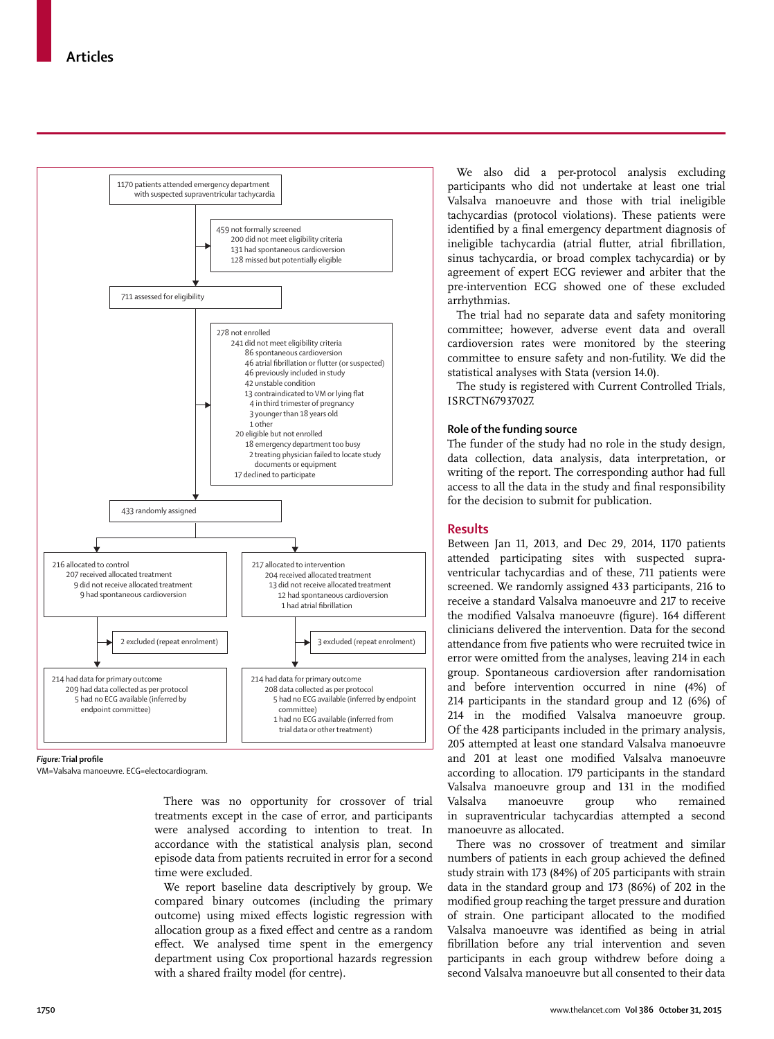1170 patients attended emergency department with suspected supraventricular tachycardia

459 not formally screened
- 200 did not meet eligibility criteria
- 131 had spontaneous cardioversion
- 128 missed but potentially eligible

711 assessed for eligibility

278 not enrolled
- 241 did not meet eligibility criteria
  - 86 spontaneous cardioversion
  - 46 atrial fibrillation or flutter (or suspected)
  - 46 previously included in study
  - 42 unstable condition
  - 13 contraindicated to VM or lying flat
    - 4 in third trimester of pregnancy
    - 3 younger than 18 years old
    - 1 other
- 20 eligible but not enrolled
  - 18 emergency department too busy
  - 2 treating physician failed to locate study documents or equipment
- 17 declined to participate

433 randomly assigned

216 allocated to control
- 207 received allocated treatment
- 9 did not receive allocated treatment
  - 9 had spontaneous cardioversion

2 excluded (repeat enrolment)

214 had data for primary outcome
- 209 had data collected as per protocol
- 5 had no ECG available (inferred by endpoint committee)

217 allocated to intervention
- 204 received allocated treatment
- 13 did not receive allocated treatment
  - 12 had spontaneous cardioversion
  - 1 had atrial fibrillation

3 excluded (repeat enrolment)

214 had data for primary outcome
- 208 had data collected as per protocol
- 5 had no ECG available (inferred by endpoint committee)
- 1 had no ECG available (inferred from trial data or other treatment)

***Figure:* Trial profile**
VM=Valsalva manoeuvre. ECG=electrocardiogram.

There was no opportunity for crossover of trial treatments except in the case of error, and participants were analysed according to intention to treat. In accordance with the statistical analysis plan, second episode data from patients recruited in error for a second time were excluded.

We report baseline data descriptively by group. We compared binary outcomes (including the primary outcome) using mixed effects logistic regression with allocation group as a fixed effect and centre as a random effect. We analysed time spent in the emergency department using Cox proportional hazards regression with a shared frailty model (for centre).

We also did a per-protocol analysis excluding participants who did not undertake at least one trial Valsalva manoeuvre and those with trial ineligible tachycardias (protocol violations). These patients were identified by a final emergency department diagnosis of ineligible tachycardia (atrial flutter, atrial fibrillation, sinus tachycardia, or broad complex tachycardia) or by agreement of expert ECG reviewer and arbiter that the pre-intervention ECG showed one of these excluded arrhythmias.

The trial had no separate data and safety monitoring committee; however, adverse event data and overall cardioversion rates were monitored by the steering committee to ensure safety and non-futility. We did the statistical analyses with Stata (version 14.0).

The study is registered with Current Controlled Trials, ISRCTN67937027.

### Role of the funding source

The funder of the study had no role in the study design, data collection, data analysis, data interpretation, or writing of the report. The corresponding author had full access to all the data in the study and final responsibility for the decision to submit for publication.

## Results

Between Jan 11, 2013, and Dec 29, 2014, 1170 patients attended participating sites with suspected supraventricular tachycardias and of these, 711 patients were screened. We randomly assigned 433 participants, 216 to receive a standard Valsalva manoeuvre and 217 to receive the modified Valsalva manoeuvre (figure). 164 different clinicians delivered the intervention. Data for the second attendance from five patients who were recruited twice in error were omitted from the analyses, leaving 214 in each group. Spontaneous cardioversion after randomisation and before intervention occurred in nine (4%) of 214 participants in the standard group and 12 (6%) of 214 in the modified Valsalva manoeuvre group. Of the 428 participants included in the primary analysis, 205 attempted at least one standard Valsalva manoeuvre and 201 at least one modified Valsalva manoeuvre according to allocation. 179 participants in the standard Valsalva manoeuvre group and 131 in the modified Valsalva manoeuvre group who remained in supraventricular tachycardias attempted a second manoeuvre as allocated.

There was no crossover of treatment and similar numbers of patients in each group achieved the defined study strain with 173 (84%) of 205 participants with strain data in the standard group and 173 (86%) of 202 in the modified group reaching the target pressure and duration of strain. One participant allocated to the modified Valsalva manoeuvre was identified as being in atrial fibrillation before any trial intervention and seven participants in each group withdrew before doing a second Valsalva manoeuvre but all consented to their data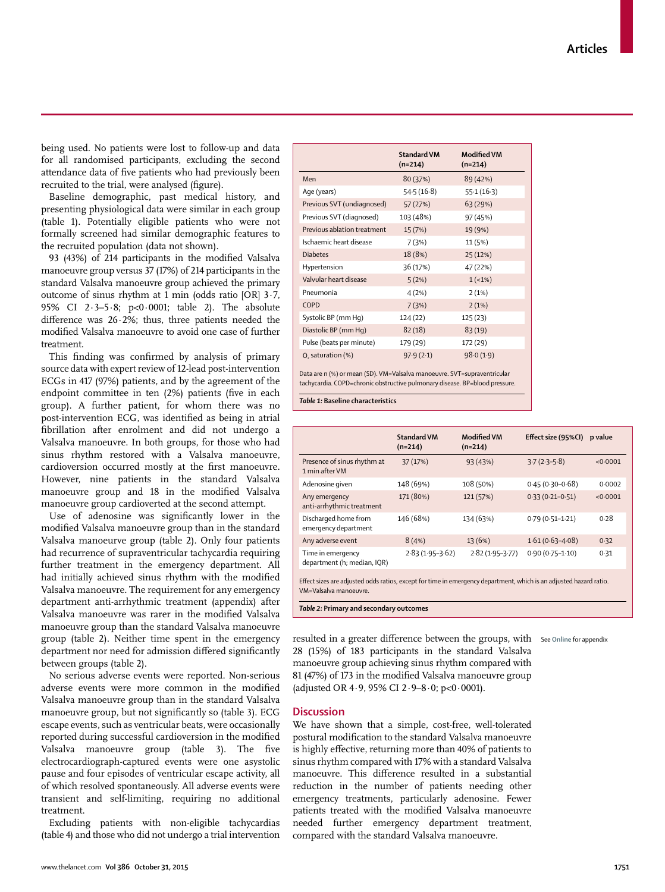being used. No patients were lost to follow-up and data for all randomised participants, excluding the second attendance data of five patients who had previously been recruited to the trial, were analysed (figure).

Baseline demographic, past medical history, and presenting physiological data were similar in each group (table 1). Potentially eligible patients who were not formally screened had similar demographic features to the recruited population (data not shown).

93 (43%) of 214 participants in the modified Valsalva manoeuvre group versus 37 (17%) of 214 participants in the standard Valsalva manoeuvre group achieved the primary outcome of sinus rhythm at 1 min (odds ratio [OR] 3·7, 95% CI 2·3–5·8; p<0·0001; table 2). The absolute difference was 26·2%; thus, three patients needed the modified Valsalva manoeuvre to avoid one case of further treatment.

This finding was confirmed by analysis of primary source data with expert review of 12-lead post-intervention ECGs in 417 (97%) patients, and by the agreement of the endpoint committee in ten (2%) patients (five in each group). A further patient, for whom there was no post-intervention ECG, was identified as being in atrial fibrillation after enrolment and did not undergo a Valsalva manoeuvre. In both groups, for those who had sinus rhythm restored with a Valsalva manoeuvre, cardioversion occurred mostly at the first manoeuvre. However, nine patients in the standard Valsalva manoeuvre group and 18 in the modified Valsalva manoeuvre group cardioverted at the second attempt.

Use of adenosine was significantly lower in the modified Valsalva manoeuvre group than in the standard Valsalva manoeuvre group (table 2). Only four patients had recurrence of supraventricular tachycardia requiring further treatment in the emergency department. All had initially achieved sinus rhythm with the modified Valsalva manoeuvre. The requirement for any emergency department anti-arrhythmic treatment (appendix) after Valsalva manoeuvre was rarer in the modified Valsalva manoeuvre group than the standard Valsalva manoeuvre group (table 2). Neither time spent in the emergency department nor need for admission differed significantly between groups (table 2).

No serious adverse events were reported. Non-serious adverse events were more common in the modified Valsalva manoeuvre group than in the standard Valsalva manoeuvre group, but not significantly so (table 3). ECG escape events, such as ventricular beats, were occasionally reported during successful cardioversion in the modified Valsalva manoeuvre group (table 3). The five electrocardiograph-captured events were one asystolic pause and four episodes of ventricular escape activity, all of which resolved spontaneously. All adverse events were transient and self-limiting, requiring no additional treatment.

Excluding patients with non-eligible tachycardias (table 4) and those who did not undergo a trial intervention resulted in a greater difference between the groups, with 28 (15%) of 183 participants in the standard Valsalva manoeuvre group achieving sinus rhythm compared with 81 (47%) of 173 in the modified Valsalva manoeuvre group (adjusted OR 4·9, 95% CI 2·9–8·0; p<0·0001).

See Online for appendix

|  | Standard VM (n=214) | Modified VM (n=214) |
|---|---|---|
| Men | 80 (37%) | 89 (42%) |
| Age (years) | 54·5 (16·8) | 55·1 (16·3) |
| Previous SVT (undiagnosed) | 57 (27%) | 63 (29%) |
| Previous SVT (diagnosed) | 103 (48%) | 97 (45%) |
| Previous ablation treatment | 15 (7%) | 19 (9%) |
| Ischaemic heart disease | 7 (3%) | 11 (5%) |
| Diabetes | 18 (8%) | 25 (12%) |
| Hypertension | 36 (17%) | 47 (22%) |
| Valvular heart disease | 5 (2%) | 1 (<1%) |
| Pneumonia | 4 (2%) | 2 (1%) |
| COPD | 7 (3%) | 2 (1%) |
| Systolic BP (mm Hg) | 124 (22) | 125 (23) |
| Diastolic BP (mm Hg) | 82 (18) | 83 (19) |
| Pulse (beats per minute) | 179 (29) | 172 (29) |
| $O_2$ saturation (%) | 97·9 (2·1) | 98·0 (1·9) |

Data are n (%) or mean (SD). VM=Valsalva manoeuvre. SVT=supraventricular tachycardia. COPD=chronic obstructive pulmonary disease. BP=blood pressure.

***Table 1:*** **Baseline characteristics**

|  | Standard VM (n=214) | Modified VM (n=214) | Effect size (95%CI) | p value |
|---|---|---|---|---|
| Presence of sinus rhythm at 1 min after VM | 37 (17%) | 93 (43%) | 3·7 (2·3–5·8) | <0·0001 |
| Adenosine given | 148 (69%) | 108 (50%) | 0·45 (0·30–0·68) | 0·0002 |
| Any emergency anti-arrhythmic treatment | 171 (80%) | 121 (57%) | 0·33 (0·21–0·51) | <0·0001 |
| Discharged home from emergency department | 146 (68%) | 134 (63%) | 0·79 (0·51–1·21) | 0·28 |
| Any adverse event | 8 (4%) | 13 (6%) | 1·61 (0·63–4·08) | 0·32 |
| Time in emergency department (h; median, IQR) | 2·83 (1·95–3·62) | 2·82 (1·95–3·77) | 0·90 (0·75–1·10) | 0·31 |

Effect sizes are adjusted odds ratios, except for time in emergency department, which is an adjusted hazard ratio. VM=Valsalva manoeuvre.

***Table 2:*** **Primary and secondary outcomes**

## Discussion

We have shown that a simple, cost-free, well-tolerated postural modification to the standard Valsalva manoeuvre is highly effective, returning more than 40% of patients to sinus rhythm compared with 17% with a standard Valsalva manoeuvre. This difference resulted in a substantial reduction in the number of patients needing other emergency treatments, particularly adenosine. Fewer patients treated with the modified Valsalva manoeuvre needed further emergency department treatment, compared with the standard Valsalva manoeuvre.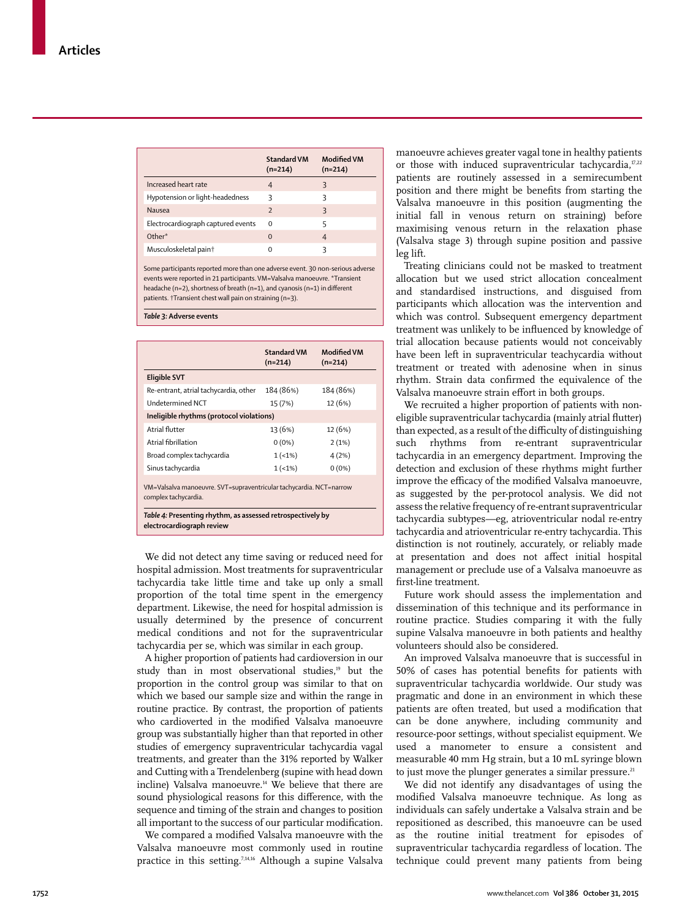| | Standard VM (n=214) | Modified VM (n=214) |
|---|---|---|
| Increased heart rate | 4 | 3 |
| Hypotension or light-headedness | 3 | 3 |
| Nausea | 2 | 3 |
| Electrocardiograph captured events | 0 | 5 |
| Other* | 0 | 4 |
| Musculoskeletal pain† | 0 | 3 |

Some participants reported more than one adverse event. 30 non-serious adverse events were reported in 21 participants. VM=Valsalva manoeuvre. *Transient headache (n=2), shortness of breath (n=1), and cyanosis (n=1) in different patients. †Transient chest wall pain on straining (n=3).

***Table 3:*** **Adverse events**

| | Standard VM (n=214) | Modified VM (n=214) |
|---|---|---|
| **Eligible SVT** | | |
| Re-entrant, atrial tachycardia, other | 184 (86%) | 184 (86%) |
| Undetermined NCT | 15 (7%) | 12 (6%) |
| **Ineligible rhythms (protocol violations)** | | |
| Atrial flutter | 13 (6%) | 12 (6%) |
| Atrial fibrillation | 0 (0%) | 2 (1%) |
| Broad complex tachycardia | 1 (<1%) | 4 (2%) |
| Sinus tachycardia | 1 (<1%) | 0 (0%) |

VM=Valsalva manoeuvre. SVT=supraventricular tachycardia. NCT=narrow complex tachycardia.

***Table 4:*** **Presenting rhythm, as assessed retrospectively by electrocardiograph review**

We did not detect any time saving or reduced need for hospital admission. Most treatments for supraventricular tachycardia take little time and take up only a small proportion of the total time spent in the emergency department. Likewise, the need for hospital admission is usually determined by the presence of concurrent medical conditions and not for the supraventricular tachycardia per se, which was similar in each group.

A higher proportion of patients had cardioversion in our study than in most observational studies,[19] but the proportion in the control group was similar to that on which we based our sample size and within the range in routine practice. By contrast, the proportion of patients who cardioverted in the modified Valsalva manoeuvre group was substantially higher than that reported in other studies of emergency supraventricular tachycardia vagal treatments, and greater than the 31% reported by Walker and Cutting with a Trendelenberg (supine with head down incline) Valsalva manoeuvre.[14] We believe that there are sound physiological reasons for this difference, with the sequence and timing of the strain and changes to position all important to the success of our particular modification.

We compared a modified Valsalva manoeuvre with the Valsalva manoeuvre most commonly used in routine practice in this setting.[7,14,16] Although a supine Valsalva manoeuvre achieves greater vagal tone in healthy patients or those with induced supraventricular tachycardia,[17,22] patients are routinely assessed in a semirecumbent position and there might be benefits from starting the Valsalva manoeuvre in this position (augmenting the initial fall in venous return on straining) before maximising venous return in the relaxation phase (Valsalva stage 3) through supine position and passive leg lift.

Treating clinicians could not be masked to treatment allocation but we used strict allocation concealment and standardised instructions, and disguised from participants which allocation was the intervention and which was control. Subsequent emergency department treatment was unlikely to be influenced by knowledge of trial allocation because patients would not conceivably have been left in supraventricular teachycardia without treatment or treated with adenosine when in sinus rhythm. Strain data confirmed the equivalence of the Valsalva manoeuvre strain effort in both groups.

We recruited a higher proportion of patients with non-eligible supraventricular tachycardia (mainly atrial flutter) than expected, as a result of the difficulty of distinguishing such rhythms from re-entrant supraventricular tachycardia in an emergency department. Improving the detection and exclusion of these rhythms might further improve the efficacy of the modified Valsalva manoeuvre, as suggested by the per-protocol analysis. We did not assess the relative frequency of re-entrant supraventricular tachycardia subtypes—eg, atrioventricular nodal re-entry tachycardia and atrioventricular re-entry tachycardia. This distinction is not routinely, accurately, or reliably made at presentation and does not affect initial hospital management or preclude use of a Valsalva manoeuvre as first-line treatment.

Future work should assess the implementation and dissemination of this technique and its performance in routine practice. Studies comparing it with the fully supine Valsalva manoeuvre in both patients and healthy volunteers should also be considered.

An improved Valsalva manoeuvre that is successful in 50% of cases has potential benefits for patients with supraventricular tachycardia worldwide. Our study was pragmatic and done in an environment in which these patients are often treated, but used a modification that can be done anywhere, including community and resource-poor settings, without specialist equipment. We used a manometer to ensure a consistent and measurable 40 mm Hg strain, but a 10 mL syringe blown to just move the plunger generates a similar pressure.[21]

We did not identify any disadvantages of using the modified Valsalva manoeuvre technique. As long as individuals can safely undertake a Valsalva strain and be repositioned as described, this manoeuvre can be used as the routine initial treatment for episodes of supraventricular tachycardia regardless of location. The technique could prevent many patients from being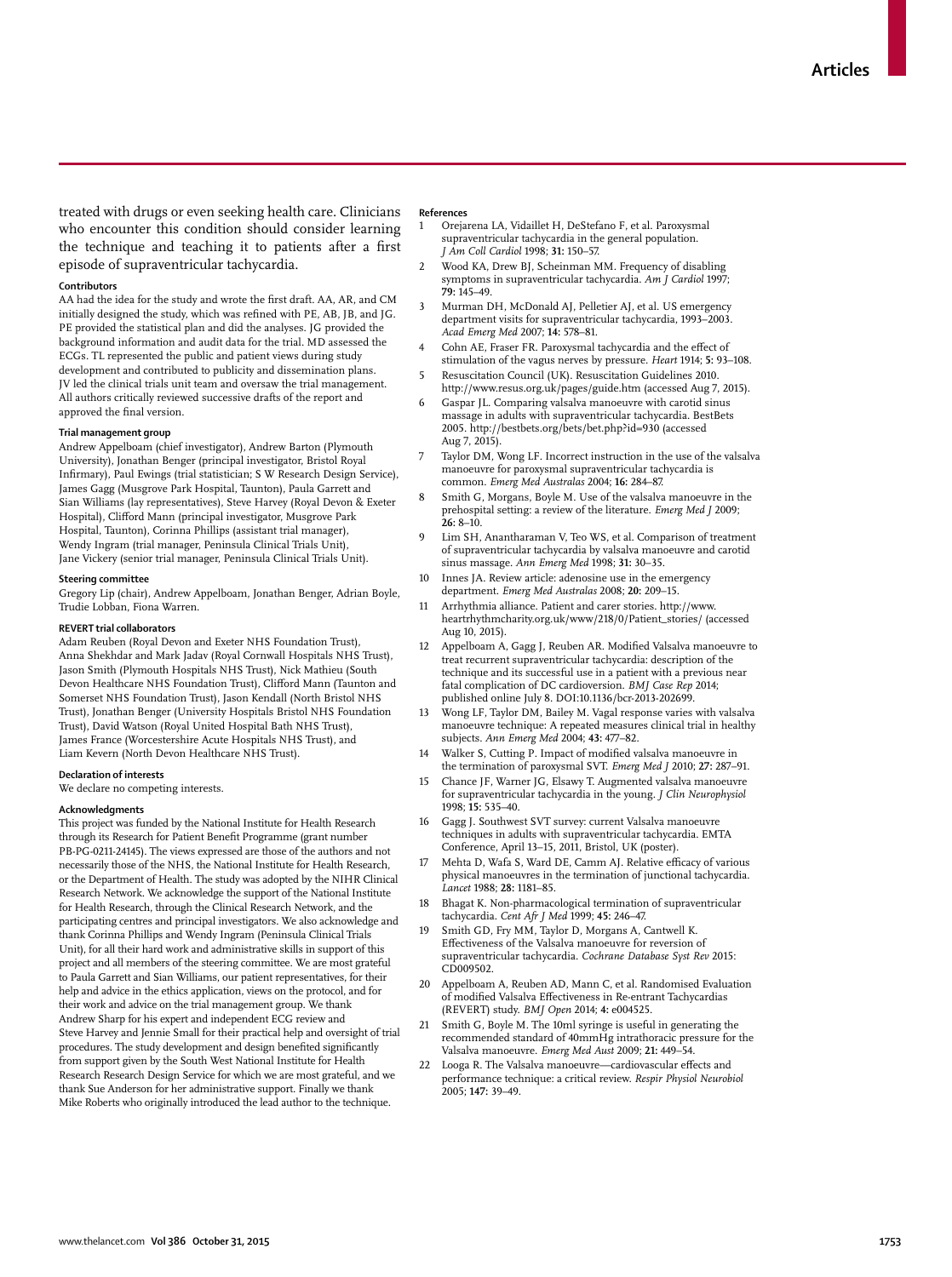treated with drugs or even seeking health care. Clinicians who encounter this condition should consider learning the technique and teaching it to patients after a first episode of supraventricular tachycardia.

#### Contributors

AA had the idea for the study and wrote the first draft. AA, AR, and CM initially designed the study, which was refined with PE, AB, JB, and JG. PE provided the statistical plan and did the analyses. JG provided the background information and audit data for the trial. MD assessed the ECGs. TL represented the public and patient views during study development and contributed to publicity and dissemination plans. JV led the clinical trials unit team and oversaw the trial management. All authors critically reviewed successive drafts of the report and approved the final version.

#### Trial management group

Andrew Appelboam (chief investigator), Andrew Barton (Plymouth University), Jonathan Benger (principal investigator, Bristol Royal Infirmary), Paul Ewings (trial statistician; S W Research Design Service), James Gagg (Musgrove Park Hospital, Taunton), Paula Garrett and Sian Williams (lay representatives), Steve Harvey (Royal Devon & Exeter Hospital), Clifford Mann (principal investigator, Musgrove Park Hospital, Taunton), Corinna Phillips (assistant trial manager), Wendy Ingram (trial manager, Peninsula Clinical Trials Unit), Jane Vickery (senior trial manager, Peninsula Clinical Trials Unit).

#### Steering committee

Gregory Lip (chair), Andrew Appelboam, Jonathan Benger, Adrian Boyle, Trudie Lobban, Fiona Warren.

#### REVERT trial collaborators

Adam Reuben (Royal Devon and Exeter NHS Foundation Trust), Anna Shekhdar and Mark Jadav (Royal Cornwall Hospitals NHS Trust), Jason Smith (Plymouth Hospitals NHS Trust), Nick Mathieu (South Devon Healthcare NHS Foundation Trust), Clifford Mann (Taunton and Somerset NHS Foundation Trust), Jason Kendall (North Bristol NHS Trust), Jonathan Benger (University Hospitals Bristol NHS Foundation Trust), David Watson (Royal United Hospital Bath NHS Trust), James France (Worcestershire Acute Hospitals NHS Trust), and Liam Kevern (North Devon Healthcare NHS Trust).

#### Declaration of interests

We declare no competing interests.

#### Acknowledgments

This project was funded by the National Institute for Health Research through its Research for Patient Benefit Programme (grant number PB-PG-0211-24145). The views expressed are those of the authors and not necessarily those of the NHS, the National Institute for Health Research, or the Department of Health. The study was adopted by the NIHR Clinical Research Network. We acknowledge the support of the National Institute for Health Research, through the Clinical Research Network, and the participating centres and principal investigators. We also acknowledge and thank Corinna Phillips and Wendy Ingram (Peninsula Clinical Trials Unit), for all their hard work and administrative skills in support of this project and all members of the steering committee. We are most grateful to Paula Garrett and Sian Williams, our patient representatives, for their help and advice in the ethics application, views on the protocol, and for their work and advice on the trial management group. We thank Andrew Sharp for his expert and independent ECG review and Steve Harvey and Jennie Small for their practical help and oversight of trial procedures. The study development and design benefited significantly from support given by the South West National Institute for Health Research Research Design Service for which we are most grateful, and we thank Sue Anderson for her administrative support. Finally we thank Mike Roberts who originally introduced the lead author to the technique.

#### References

1. Orejarena LA, Vidaillet H, DeStefano F, et al. Paroxysmal supraventricular tachycardia in the general population. *J Am Coll Cardiol* 1998; **31:** 150–57.
2. Wood KA, Drew BJ, Scheinman MM. Frequency of disabling symptoms in supraventricular tachycardia. *Am J Cardiol* 1997; **79:** 145–49.
3. Murman DH, McDonald AJ, Pelletier AJ, et al. US emergency department visits for supraventricular tachycardia, 1993–2003. *Acad Emerg Med* 2007; **14:** 578–81.
4. Cohn AE, Fraser FR. Paroxysmal tachycardia and the effect of stimulation of the vagus nerves by pressure. *Heart* 1914; **5:** 93–108.
5. Resuscitation Council (UK). Resuscitation Guidelines 2010. http://www.resus.org.uk/pages/guide.htm (accessed Aug 7, 2015).
6. Gaspar JL. Comparing valsalva manoeuvre with carotid sinus massage in adults with supraventricular tachycardia. BestBets 2005. http://bestbets.org/bets/bet.php?id=930 (accessed Aug 7, 2015).
7. Taylor DM, Wong LF. Incorrect instruction in the use of the valsalva manoeuvre for paroxysmal supraventricular tachycardia is common. *Emerg Med Australas* 2004; **16:** 284–87.
8. Smith G, Morgans, Boyle M. Use of the valsalva manoeuvre in the prehospital setting: a review of the literature. *Emerg Med J* 2009; **26:** 8–10.
9. Lim SH, Anantharaman V, Teo WS, et al. Comparison of treatment of supraventricular tachycardia by valsalva manoeuvre and carotid sinus massage. *Ann Emerg Med* 1998; **31:** 30–35.
10. Innes JA. Review article: adenosine use in the emergency department. *Emerg Med Australas* 2008; **20:** 209–15.
11. Arrhythmia alliance. Patient and carer stories. http://www.heartrhythmcharity.org.uk/www/218/0/Patient_stories/ (accessed Aug 10, 2015).
12. Appelboam A, Gagg J, Reuben AR. Modified Valsalva manoeuvre to treat recurrent supraventricular tachycardia: description of the technique and its successful use in a patient with a previous near fatal complication of DC cardioversion. *BMJ Case Rep* 2014; published online July 8. DOI:10.1136/bcr-2013-202699.
13. Wong LF, Taylor DM, Bailey M. Vagal response varies with valsalva manoeuvre technique: A repeated measures clinical trial in healthy subjects. *Ann Emerg Med* 2004; **43:** 477–82.
14. Walker S, Cutting P. Impact of modified valsalva manoeuvre in the termination of paroxysmal SVT. *Emerg Med J* 2010; **27:** 287–91.
15. Chance JF, Warner JG, Elsawy T. Augmented valsalva manoeuvre for supraventricular tachycardia in the young. *J Clin Neurophysiol* 1998; **15:** 535–40.
16. Gagg J. Southwest SVT survey: current Valsalva manoeuvre techniques in adults with supraventricular tachycardia. EMTA Conference, April 13–15, 2011, Bristol, UK (poster).
17. Mehta D, Wafa S, Ward DE, Camm AJ. Relative efficacy of various physical manoeuvres in the termination of junctional tachycardia. *Lancet* 1988; **28:** 1181–85.
18. Bhagat K. Non-pharmacological termination of supraventricular tachycardia. *Cent Afr J Med* 1999; **45:** 246–47.
19. Smith GD, Fry MM, Taylor D, Morgans A, Cantwell K. Effectiveness of the Valsalva manoeuvre for reversion of supraventricular tachycardia. *Cochrane Database Syst Rev* 2015: CD009502.
20. Appelboam A, Reuben AD, Mann C, et al. Randomised Evaluation of modified Valsalva Effectiveness in Re-entrant Tachycardias (REVERT) study. *BMJ Open* 2014; **4:** e004525.
21. Smith G, Boyle M. The 10ml syringe is useful in generating the recommended standard of 40mmHg intrathoracic pressure for the Valsalva manoeuvre. *Emerg Med Aust* 2009; **21:** 449–54.
22. Looga R. The Valsalva manoeuvre—cardiovascular effects and performance technique: a critical review. *Respir Physiol Neurobiol* 2005; **147:** 39–49.